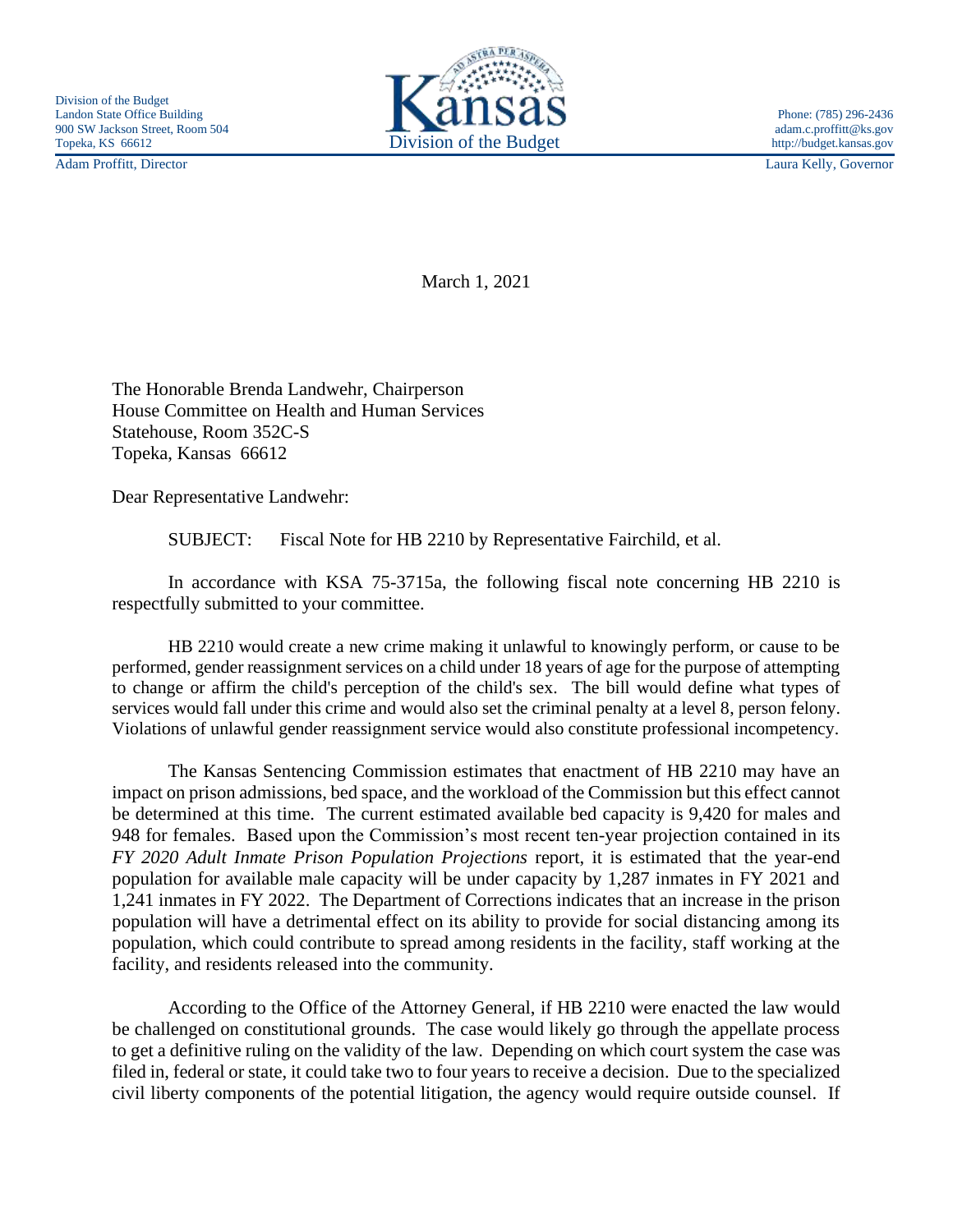Division of the Budget
Landon State Office Building
900 SW Jackson Street, Room 504
Topeka, KS 66612

**Kansas**
Division of the Budget

Phone: (785) 296-2436
adam.c.proffitt@ks.gov
http://budget.kansas.gov

Adam Proffitt, Director

Laura Kelly, Governor

March 1, 2021

The Honorable Brenda Landwehr, Chairperson
House Committee on Health and Human Services
Statehouse, Room 352C-S
Topeka, Kansas 66612

Dear Representative Landwehr:

SUBJECT: Fiscal Note for HB 2210 by Representative Fairchild, et al.

In accordance with KSA 75-3715a, the following fiscal note concerning HB 2210 is respectfully submitted to your committee.

HB 2210 would create a new crime making it unlawful to knowingly perform, or cause to be performed, gender reassignment services on a child under 18 years of age for the purpose of attempting to change or affirm the child's perception of the child's sex. The bill would define what types of services would fall under this crime and would also set the criminal penalty at a level 8, person felony. Violations of unlawful gender reassignment service would also constitute professional incompetency.

The Kansas Sentencing Commission estimates that enactment of HB 2210 may have an impact on prison admissions, bed space, and the workload of the Commission but this effect cannot be determined at this time. The current estimated available bed capacity is 9,420 for males and 948 for females. Based upon the Commission's most recent ten-year projection contained in its *FY 2020 Adult Inmate Prison Population Projections* report, it is estimated that the year-end population for available male capacity will be under capacity by 1,287 inmates in FY 2021 and 1,241 inmates in FY 2022. The Department of Corrections indicates that an increase in the prison population will have a detrimental effect on its ability to provide for social distancing among its population, which could contribute to spread among residents in the facility, staff working at the facility, and residents released into the community.

According to the Office of the Attorney General, if HB 2210 were enacted the law would be challenged on constitutional grounds. The case would likely go through the appellate process to get a definitive ruling on the validity of the law. Depending on which court system the case was filed in, federal or state, it could take two to four years to receive a decision. Due to the specialized civil liberty components of the potential litigation, the agency would require outside counsel. If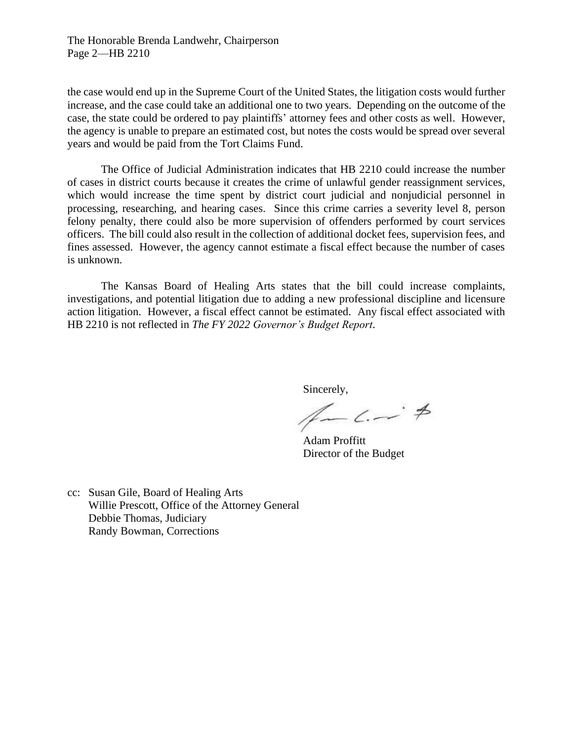the case would end up in the Supreme Court of the United States, the litigation costs would further increase, and the case could take an additional one to two years. Depending on the outcome of the case, the state could be ordered to pay plaintiffs' attorney fees and other costs as well. However, the agency is unable to prepare an estimated cost, but notes the costs would be spread over several years and would be paid from the Tort Claims Fund.

The Office of Judicial Administration indicates that HB 2210 could increase the number of cases in district courts because it creates the crime of unlawful gender reassignment services, which would increase the time spent by district court judicial and nonjudicial personnel in processing, researching, and hearing cases. Since this crime carries a severity level 8, person felony penalty, there could also be more supervision of offenders performed by court services officers. The bill could also result in the collection of additional docket fees, supervision fees, and fines assessed. However, the agency cannot estimate a fiscal effect because the number of cases is unknown.

The Kansas Board of Healing Arts states that the bill could increase complaints, investigations, and potential litigation due to adding a new professional discipline and licensure action litigation. However, a fiscal effect cannot be estimated. Any fiscal effect associated with HB 2210 is not reflected in *The FY 2022 Governor's Budget Report*.

Sincerely,

Adam Proffitt
Director of the Budget

cc: Susan Gile, Board of Healing Arts
Willie Prescott, Office of the Attorney General
Debbie Thomas, Judiciary
Randy Bowman, Corrections